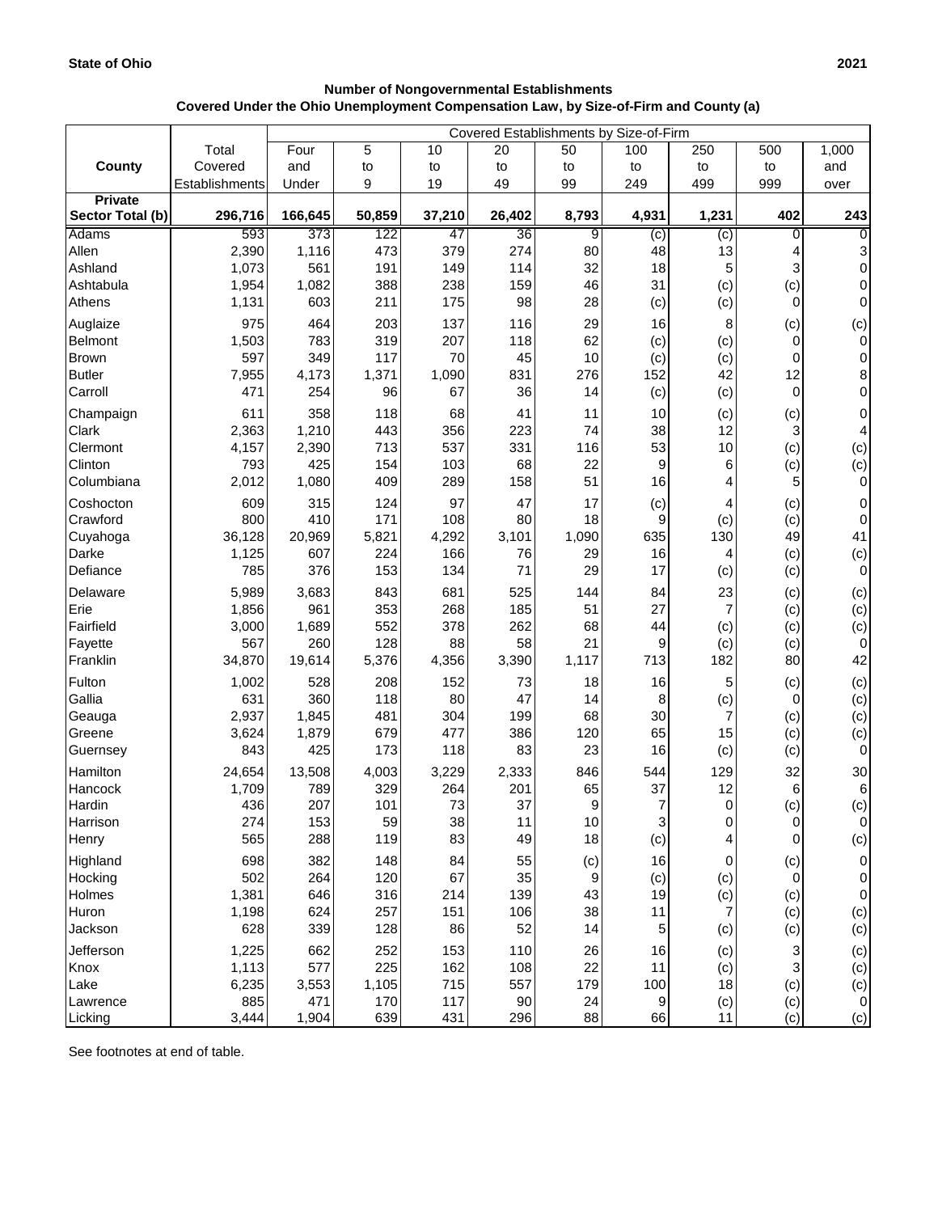**State of Ohio** **2021**

**Number of Nongovernmental Establishments**
**Covered Under the Ohio Unemployment Compensation Law, by Size-of-Firm and County (a)**

| County | Total Covered Establishments | Covered Establishments by Size-of-Firm | | | | | | | | |
|---|---|---|---|---|---|---|---|---|---|---|
| | | Four and Under | 5 to 9 | 10 to 19 | 20 to 49 | 50 to 99 | 100 to 249 | 250 to 499 | 500 to 999 | 1,000 and over |
| **Private Sector Total (b)** | **296,716** | **166,645** | **50,859** | **37,210** | **26,402** | **8,793** | **4,931** | **1,231** | **402** | **243** |
| Adams | 593 | 373 | 122 | 47 | 36 | 9 | (c) | (c) | 0 | 0 |
| Allen | 2,390 | 1,116 | 473 | 379 | 274 | 80 | 48 | 13 | 4 | 3 |
| Ashland | 1,073 | 561 | 191 | 149 | 114 | 32 | 18 | 5 | 3 | 0 |
| Ashtabula | 1,954 | 1,082 | 388 | 238 | 159 | 46 | 31 | (c) | (c) | 0 |
| Athens | 1,131 | 603 | 211 | 175 | 98 | 28 | (c) | (c) | 0 | 0 |
| Auglaize | 975 | 464 | 203 | 137 | 116 | 29 | 16 | 8 | (c) | (c) |
| Belmont | 1,503 | 783 | 319 | 207 | 118 | 62 | (c) | (c) | 0 | 0 |
| Brown | 597 | 349 | 117 | 70 | 45 | 10 | (c) | (c) | 0 | 0 |
| Butler | 7,955 | 4,173 | 1,371 | 1,090 | 831 | 276 | 152 | 42 | 12 | 8 |
| Carroll | 471 | 254 | 96 | 67 | 36 | 14 | (c) | (c) | 0 | 0 |
| Champaign | 611 | 358 | 118 | 68 | 41 | 11 | 10 | (c) | (c) | 0 |
| Clark | 2,363 | 1,210 | 443 | 356 | 223 | 74 | 38 | 12 | 3 | 4 |
| Clermont | 4,157 | 2,390 | 713 | 537 | 331 | 116 | 53 | 10 | (c) | (c) |
| Clinton | 793 | 425 | 154 | 103 | 68 | 22 | 9 | 6 | (c) | (c) |
| Columbiana | 2,012 | 1,080 | 409 | 289 | 158 | 51 | 16 | 4 | 5 | 0 |
| Coshocton | 609 | 315 | 124 | 97 | 47 | 17 | (c) | 4 | (c) | 0 |
| Crawford | 800 | 410 | 171 | 108 | 80 | 18 | 9 | (c) | (c) | 0 |
| Cuyahoga | 36,128 | 20,969 | 5,821 | 4,292 | 3,101 | 1,090 | 635 | 130 | 49 | 41 |
| Darke | 1,125 | 607 | 224 | 166 | 76 | 29 | 16 | 4 | (c) | (c) |
| Defiance | 785 | 376 | 153 | 134 | 71 | 29 | 17 | (c) | (c) | 0 |
| Delaware | 5,989 | 3,683 | 843 | 681 | 525 | 144 | 84 | 23 | (c) | (c) |
| Erie | 1,856 | 961 | 353 | 268 | 185 | 51 | 27 | 7 | (c) | (c) |
| Fairfield | 3,000 | 1,689 | 552 | 378 | 262 | 68 | 44 | (c) | (c) | (c) |
| Fayette | 567 | 260 | 128 | 88 | 58 | 21 | 9 | (c) | (c) | 0 |
| Franklin | 34,870 | 19,614 | 5,376 | 4,356 | 3,390 | 1,117 | 713 | 182 | 80 | 42 |
| Fulton | 1,002 | 528 | 208 | 152 | 73 | 18 | 16 | 5 | (c) | (c) |
| Gallia | 631 | 360 | 118 | 80 | 47 | 14 | 8 | (c) | 0 | (c) |
| Geauga | 2,937 | 1,845 | 481 | 304 | 199 | 68 | 30 | 7 | (c) | (c) |
| Greene | 3,624 | 1,879 | 679 | 477 | 386 | 120 | 65 | 15 | (c) | (c) |
| Guernsey | 843 | 425 | 173 | 118 | 83 | 23 | 16 | (c) | (c) | 0 |
| Hamilton | 24,654 | 13,508 | 4,003 | 3,229 | 2,333 | 846 | 544 | 129 | 32 | 30 |
| Hancock | 1,709 | 789 | 329 | 264 | 201 | 65 | 37 | 12 | 6 | 6 |
| Hardin | 436 | 207 | 101 | 73 | 37 | 9 | 7 | 0 | (c) | (c) |
| Harrison | 274 | 153 | 59 | 38 | 11 | 10 | 3 | 0 | 0 | 0 |
| Henry | 565 | 288 | 119 | 83 | 49 | 18 | (c) | 4 | 0 | (c) |
| Highland | 698 | 382 | 148 | 84 | 55 | (c) | 16 | 0 | (c) | 0 |
| Hocking | 502 | 264 | 120 | 67 | 35 | 9 | (c) | (c) | 0 | 0 |
| Holmes | 1,381 | 646 | 316 | 214 | 139 | 43 | 19 | (c) | (c) | 0 |
| Huron | 1,198 | 624 | 257 | 151 | 106 | 38 | 11 | 7 | (c) | (c) |
| Jackson | 628 | 339 | 128 | 86 | 52 | 14 | 5 | (c) | (c) | (c) |
| Jefferson | 1,225 | 662 | 252 | 153 | 110 | 26 | 16 | (c) | 3 | (c) |
| Knox | 1,113 | 577 | 225 | 162 | 108 | 22 | 11 | (c) | 3 | (c) |
| Lake | 6,235 | 3,553 | 1,105 | 715 | 557 | 179 | 100 | 18 | (c) | (c) |
| Lawrence | 885 | 471 | 170 | 117 | 90 | 24 | 9 | (c) | (c) | 0 |
| Licking | 3,444 | 1,904 | 639 | 431 | 296 | 88 | 66 | 11 | (c) | (c) |

See footnotes at end of table.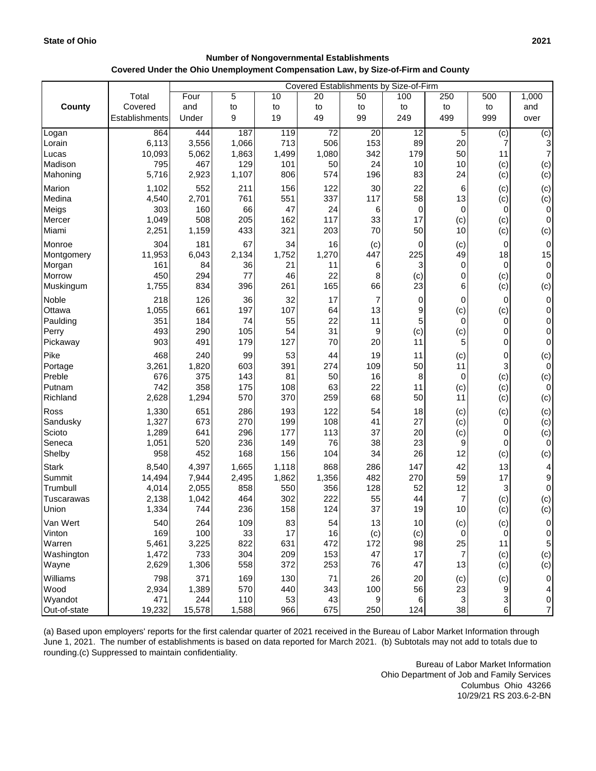**State of Ohio** **2021**

**Number of Nongovernmental Establishments**
**Covered Under the Ohio Unemployment Compensation Law, by Size-of-Firm and County**

| County | Total Covered Establishments | Covered Establishments by Size-of-Firm | | | | | | | | |
|---|---|---|---|---|---|---|---|---|---|---|
| | | Four and Under | 5 to 9 | 10 to 19 | 20 to 49 | 50 to 99 | 100 to 249 | 250 to 499 | 500 to 999 | 1,000 and over |
| Logan | 864 | 444 | 187 | 119 | 72 | 20 | 12 | 5 | (c) | (c) |
| Lorain | 6,113 | 3,556 | 1,066 | 713 | 506 | 153 | 89 | 20 | 7 | 3 |
| Lucas | 10,093 | 5,062 | 1,863 | 1,499 | 1,080 | 342 | 179 | 50 | 11 | 7 |
| Madison | 795 | 467 | 129 | 101 | 50 | 24 | 10 | 10 | (c) | (c) |
| Mahoning | 5,716 | 2,923 | 1,107 | 806 | 574 | 196 | 83 | 24 | (c) | (c) |
| Marion | 1,102 | 552 | 211 | 156 | 122 | 30 | 22 | 6 | (c) | (c) |
| Medina | 4,540 | 2,701 | 761 | 551 | 337 | 117 | 58 | 13 | (c) | (c) |
| Meigs | 303 | 160 | 66 | 47 | 24 | 6 | 0 | 0 | 0 | 0 |
| Mercer | 1,049 | 508 | 205 | 162 | 117 | 33 | 17 | (c) | (c) | 0 |
| Miami | 2,251 | 1,159 | 433 | 321 | 203 | 70 | 50 | 10 | (c) | (c) |
| Monroe | 304 | 181 | 67 | 34 | 16 | (c) | 0 | (c) | 0 | 0 |
| Montgomery | 11,953 | 6,043 | 2,134 | 1,752 | 1,270 | 447 | 225 | 49 | 18 | 15 |
| Morgan | 161 | 84 | 36 | 21 | 11 | 6 | 3 | 0 | 0 | 0 |
| Morrow | 450 | 294 | 77 | 46 | 22 | 8 | (c) | 0 | (c) | 0 |
| Muskingum | 1,755 | 834 | 396 | 261 | 165 | 66 | 23 | 6 | (c) | (c) |
| Noble | 218 | 126 | 36 | 32 | 17 | 7 | 0 | 0 | 0 | 0 |
| Ottawa | 1,055 | 661 | 197 | 107 | 64 | 13 | 9 | (c) | (c) | 0 |
| Paulding | 351 | 184 | 74 | 55 | 22 | 11 | 5 | 0 | 0 | 0 |
| Perry | 493 | 290 | 105 | 54 | 31 | 9 | (c) | (c) | 0 | 0 |
| Pickaway | 903 | 491 | 179 | 127 | 70 | 20 | 11 | 5 | 0 | 0 |
| Pike | 468 | 240 | 99 | 53 | 44 | 19 | 11 | (c) | 0 | (c) |
| Portage | 3,261 | 1,820 | 603 | 391 | 274 | 109 | 50 | 11 | 3 | 0 |
| Preble | 676 | 375 | 143 | 81 | 50 | 16 | 8 | 0 | (c) | (c) |
| Putnam | 742 | 358 | 175 | 108 | 63 | 22 | 11 | (c) | (c) | 0 |
| Richland | 2,628 | 1,294 | 570 | 370 | 259 | 68 | 50 | 11 | (c) | (c) |
| Ross | 1,330 | 651 | 286 | 193 | 122 | 54 | 18 | (c) | (c) | (c) |
| Sandusky | 1,327 | 673 | 270 | 199 | 108 | 41 | 27 | (c) | 0 | (c) |
| Scioto | 1,289 | 641 | 296 | 177 | 113 | 37 | 20 | (c) | 0 | (c) |
| Seneca | 1,051 | 520 | 236 | 149 | 76 | 38 | 23 | 9 | 0 | 0 |
| Shelby | 958 | 452 | 168 | 156 | 104 | 34 | 26 | 12 | (c) | (c) |
| Stark | 8,540 | 4,397 | 1,665 | 1,118 | 868 | 286 | 147 | 42 | 13 | 4 |
| Summit | 14,494 | 7,944 | 2,495 | 1,862 | 1,356 | 482 | 270 | 59 | 17 | 9 |
| Trumbull | 4,014 | 2,055 | 858 | 550 | 356 | 128 | 52 | 12 | 3 | 0 |
| Tuscarawas | 2,138 | 1,042 | 464 | 302 | 222 | 55 | 44 | 7 | (c) | (c) |
| Union | 1,334 | 744 | 236 | 158 | 124 | 37 | 19 | 10 | (c) | (c) |
| Van Wert | 540 | 264 | 109 | 83 | 54 | 13 | 10 | (c) | (c) | 0 |
| Vinton | 169 | 100 | 33 | 17 | 16 | (c) | (c) | 0 | 0 | 0 |
| Warren | 5,461 | 3,225 | 822 | 631 | 472 | 172 | 98 | 25 | 11 | 5 |
| Washington | 1,472 | 733 | 304 | 209 | 153 | 47 | 17 | 7 | (c) | (c) |
| Wayne | 2,629 | 1,306 | 558 | 372 | 253 | 76 | 47 | 13 | (c) | (c) |
| Williams | 798 | 371 | 169 | 130 | 71 | 26 | 20 | (c) | (c) | 0 |
| Wood | 2,934 | 1,389 | 570 | 440 | 343 | 100 | 56 | 23 | 9 | 4 |
| Wyandot | 471 | 244 | 110 | 53 | 43 | 9 | 6 | 3 | 3 | 0 |
| Out-of-state | 19,232 | 15,578 | 1,588 | 966 | 675 | 250 | 124 | 38 | 6 | 7 |

(a) Based upon employers' reports for the first calendar quarter of 2021 received in the Bureau of Labor Market Information through June 1, 2021. The number of establishments is based on data reported for March 2021. (b) Subtotals may not add to totals due to rounding.(c) Suppressed to maintain confidentiality.

Bureau of Labor Market Information
Ohio Department of Job and Family Services
Columbus Ohio 43266
10/29/21 RS 203.6-2-BN